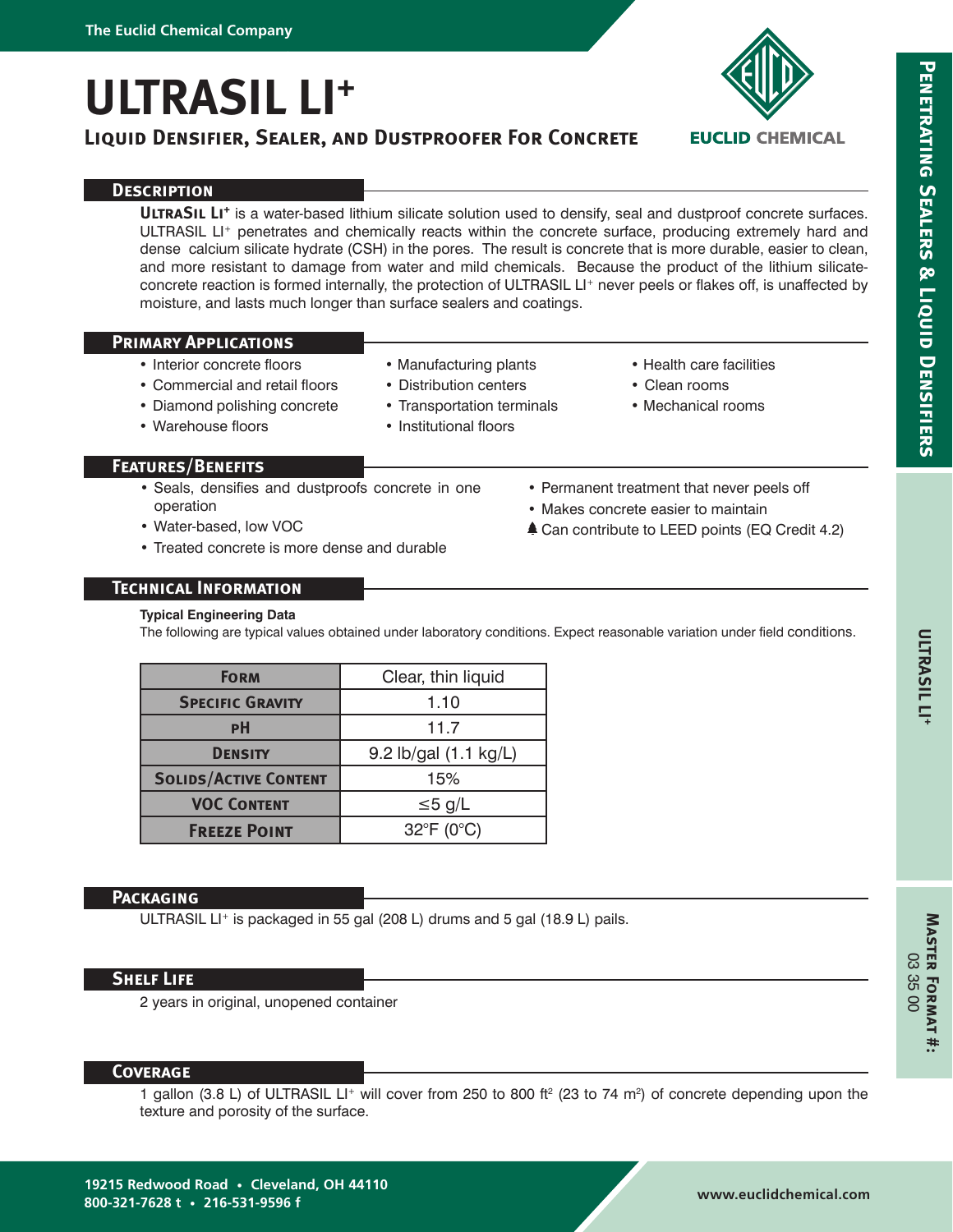The Euclid Chemical Company

# ULTRASIL LI+

## Liquid Densifier, Sealer, and Dustproofer For Concrete

### Description

**UltraSil Li+** is a water-based lithium silicate solution used to densify, seal and dustproof concrete surfaces. ULTRASIL LI+ penetrates and chemically reacts within the concrete surface, producing extremely hard and dense calcium silicate hydrate (CSH) in the pores. The result is concrete that is more durable, easier to clean, and more resistant to damage from water and mild chemicals. Because the product of the lithium silicate-concrete reaction is formed internally, the protection of ULTRASIL LI+ never peels or flakes off, is unaffected by moisture, and lasts much longer than surface sealers and coatings.

### Primary Applications

- Interior concrete floors
- Commercial and retail floors
- Diamond polishing concrete
- Warehouse floors
- Manufacturing plants
- Distribution centers
- Transportation terminals
- Institutional floors
- Health care facilities
- Clean rooms
- Mechanical rooms

### Features/Benefits

- Seals, densifies and dustproofs concrete in one operation
- Water-based, low VOC
- Treated concrete is more dense and durable
- Permanent treatment that never peels off
- Makes concrete easier to maintain
- Can contribute to LEED points (EQ Credit 4.2)

### Technical Information

**Typical Engineering Data**

The following are typical values obtained under laboratory conditions. Expect reasonable variation under field conditions.

| Property | Value |
|---|---|
| Form | Clear, thin liquid |
| Specific Gravity | 1.10 |
| pH | 11.7 |
| Density | 9.2 lb/gal (1.1 kg/L) |
| Solids/Active Content | 15% |
| VOC Content | ≤5 g/L |
| Freeze Point | 32°F (0°C) |

### Packaging

ULTRASIL LI+ is packaged in 55 gal (208 L) drums and 5 gal (18.9 L) pails.

### Shelf Life

2 years in original, unopened container

### Coverage

1 gallon (3.8 L) of ULTRASIL LI+ will cover from 250 to 800 ft² (23 to 74 m²) of concrete depending upon the texture and porosity of the surface.

Penetrating Sealers & Liquid Densifiers

Master Format #: 03 35 00

19215 Redwood Road • Cleveland, OH 44110
800-321-7628 t • 216-531-9596 f

www.euclidchemical.com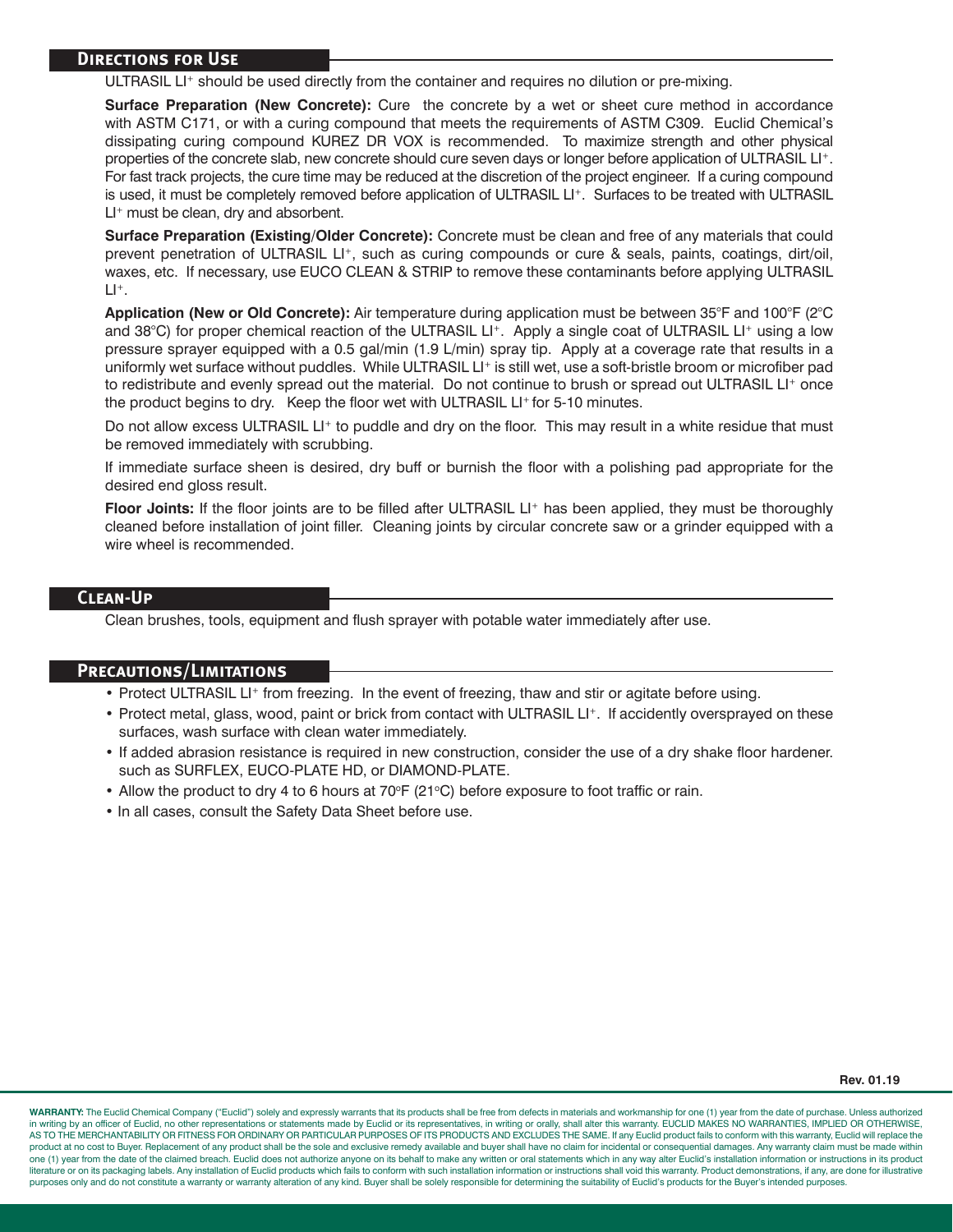## Directions for Use

ULTRASIL LI$^+$ should be used directly from the container and requires no dilution or pre-mixing.

**Surface Preparation (New Concrete):** Cure the concrete by a wet or sheet cure method in accordance with ASTM C171, or with a curing compound that meets the requirements of ASTM C309. Euclid Chemical's dissipating curing compound KUREZ DR VOX is recommended. To maximize strength and other physical properties of the concrete slab, new concrete should cure seven days or longer before application of ULTRASIL LI$^+$. For fast track projects, the cure time may be reduced at the discretion of the project engineer. If a curing compound is used, it must be completely removed before application of ULTRASIL LI$^+$. Surfaces to be treated with ULTRASIL LI$^+$ must be clean, dry and absorbent.

**Surface Preparation (Existing/Older Concrete):** Concrete must be clean and free of any materials that could prevent penetration of ULTRASIL LI$^+$, such as curing compounds or cure & seals, paints, coatings, dirt/oil, waxes, etc. If necessary, use EUCO CLEAN & STRIP to remove these contaminants before applying ULTRASIL LI$^+$.

**Application (New or Old Concrete):** Air temperature during application must be between 35°F and 100°F (2°C and 38°C) for proper chemical reaction of the ULTRASIL LI$^+$. Apply a single coat of ULTRASIL LI$^+$ using a low pressure sprayer equipped with a 0.5 gal/min (1.9 L/min) spray tip. Apply at a coverage rate that results in a uniformly wet surface without puddles. While ULTRASIL LI$^+$ is still wet, use a soft-bristle broom or microfiber pad to redistribute and evenly spread out the material. Do not continue to brush or spread out ULTRASIL LI$^+$ once the product begins to dry. Keep the floor wet with ULTRASIL LI$^+$ for 5-10 minutes.

Do not allow excess ULTRASIL LI$^+$ to puddle and dry on the floor. This may result in a white residue that must be removed immediately with scrubbing.

If immediate surface sheen is desired, dry buff or burnish the floor with a polishing pad appropriate for the desired end gloss result.

**Floor Joints:** If the floor joints are to be filled after ULTRASIL LI$^+$ has been applied, they must be thoroughly cleaned before installation of joint filler. Cleaning joints by circular concrete saw or a grinder equipped with a wire wheel is recommended.

## Clean-Up

Clean brushes, tools, equipment and flush sprayer with potable water immediately after use.

## Precautions/Limitations

- Protect ULTRASIL LI$^+$ from freezing. In the event of freezing, thaw and stir or agitate before using.
- Protect metal, glass, wood, paint or brick from contact with ULTRASIL LI$^+$. If accidently oversprayed on these surfaces, wash surface with clean water immediately.
- If added abrasion resistance is required in new construction, consider the use of a dry shake floor hardener. such as SURFLEX, EUCO-PLATE HD, or DIAMOND-PLATE.
- Allow the product to dry 4 to 6 hours at 70°F (21°C) before exposure to foot traffic or rain.
- In all cases, consult the Safety Data Sheet before use.

**Rev. 01.19**

**WARRANTY:** The Euclid Chemical Company ("Euclid") solely and expressly warrants that its products shall be free from defects in materials and workmanship for one (1) year from the date of purchase. Unless authorized in writing by an officer of Euclid, no other representations or statements made by Euclid or its representatives, in writing or orally, shall alter this warranty. EUCLID MAKES NO WARRANTIES, IMPLIED OR OTHERWISE, AS TO THE MERCHANTABILITY OR FITNESS FOR ORDINARY OR PARTICULAR PURPOSES OF ITS PRODUCTS AND EXCLUDES THE SAME. If any Euclid product fails to conform with this warranty, Euclid will replace the product at no cost to Buyer. Replacement of any product shall be the sole and exclusive remedy available and buyer shall have no claim for incidental or consequential damages. Any warranty claim must be made within one (1) year from the date of the claimed breach. Euclid does not authorize anyone on its behalf to make any written or oral statements which in any way alter Euclid's installation information or instructions in its product literature or on its packaging labels. Any installation of Euclid products which fails to conform with such installation information or instructions shall void this warranty. Product demonstrations, if any, are done for illustrative purposes only and do not constitute a warranty or warranty alteration of any kind. Buyer shall be solely responsible for determining the suitability of Euclid's products for the Buyer's intended purposes.